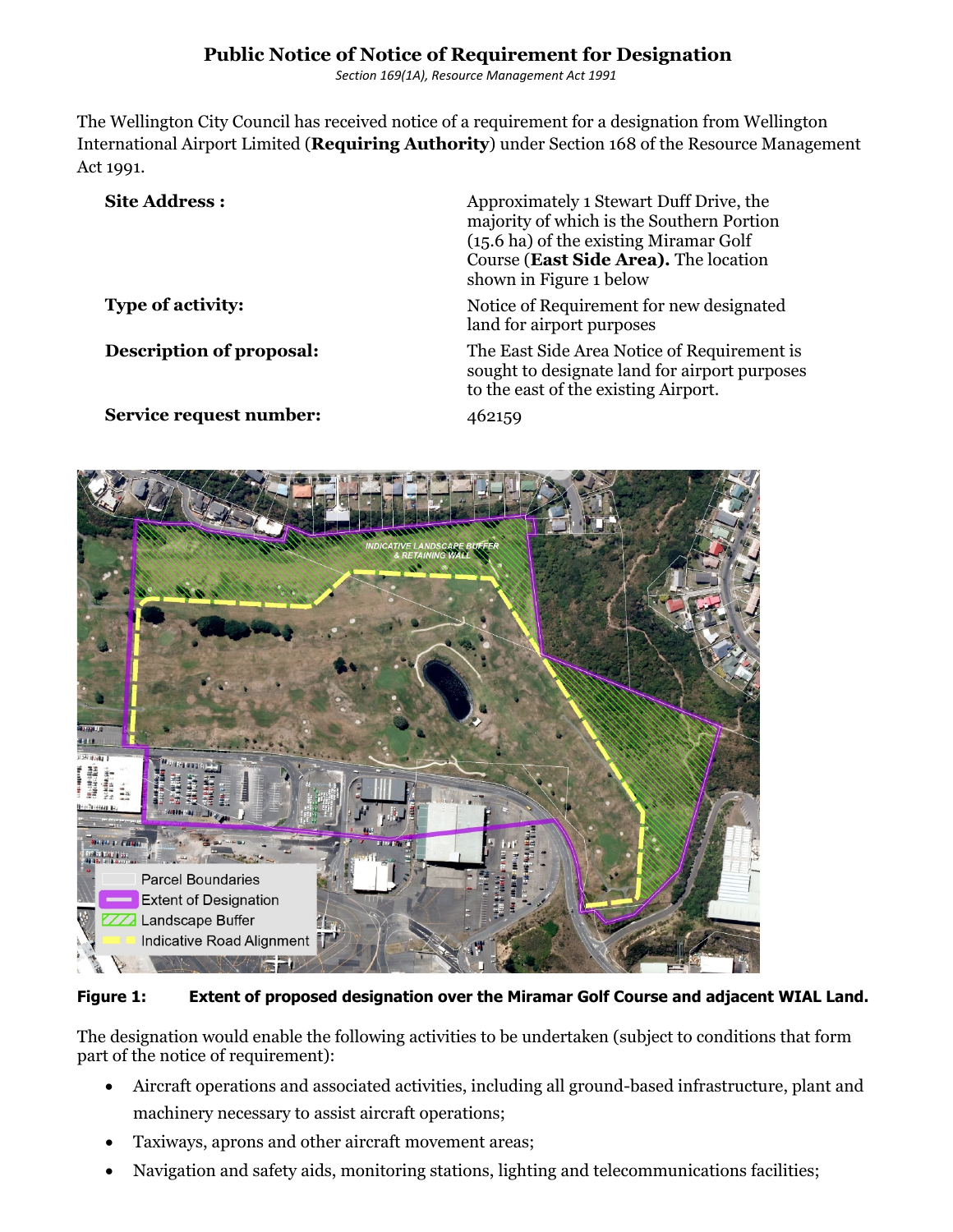# Public Notice of Notice of Requirement for Designation

*Section 169(1A), Resource Management Act 1991*

The Wellington City Council has received notice of a requirement for a designation from Wellington International Airport Limited (**Requiring Authority**) under Section 168 of the Resource Management Act 1991.

| | |
|---|---|
| **Site Address :** | Approximately 1 Stewart Duff Drive, the majority of which is the Southern Portion (15.6 ha) of the existing Miramar Golf Course (**East Side Area).** The location shown in Figure 1 below |
| **Type of activity:** | Notice of Requirement for new designated land for airport purposes |
| **Description of proposal:** | The East Side Area Notice of Requirement is sought to designate land for airport purposes to the east of the existing Airport. |
| **Service request number:** | 462159 |

INDICATIVE LANDSCAPE BUFFER & RETAINING WALL

Parcel Boundaries

Extent of Designation

Landscape Buffer

Indicative Road Alignment

**Figure 1: Extent of proposed designation over the Miramar Golf Course and adjacent WIAL Land.**

The designation would enable the following activities to be undertaken (subject to conditions that form part of the notice of requirement):

- Aircraft operations and associated activities, including all ground-based infrastructure, plant and machinery necessary to assist aircraft operations;
- Taxiways, aprons and other aircraft movement areas;
- Navigation and safety aids, monitoring stations, lighting and telecommunications facilities;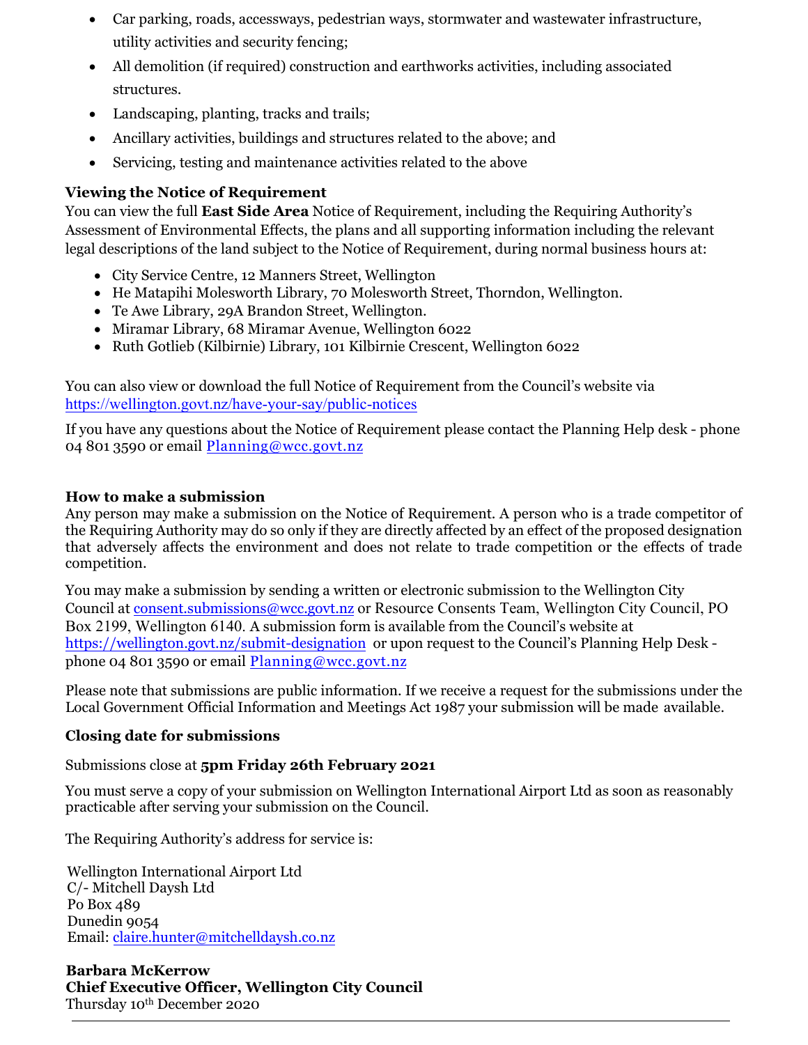- Car parking, roads, accessways, pedestrian ways, stormwater and wastewater infrastructure, utility activities and security fencing;
- All demolition (if required) construction and earthworks activities, including associated structures.
- Landscaping, planting, tracks and trails;
- Ancillary activities, buildings and structures related to the above; and
- Servicing, testing and maintenance activities related to the above

**Viewing the Notice of Requirement**

You can view the full **East Side Area** Notice of Requirement, including the Requiring Authority's Assessment of Environmental Effects, the plans and all supporting information including the relevant legal descriptions of the land subject to the Notice of Requirement, during normal business hours at:

- City Service Centre, 12 Manners Street, Wellington
- He Matapihi Molesworth Library, 70 Molesworth Street, Thorndon, Wellington.
- Te Awe Library, 29A Brandon Street, Wellington.
- Miramar Library, 68 Miramar Avenue, Wellington 6022
- Ruth Gotlieb (Kilbirnie) Library, 101 Kilbirnie Crescent, Wellington 6022

You can also view or download the full Notice of Requirement from the Council's website via https://wellington.govt.nz/have-your-say/public-notices

If you have any questions about the Notice of Requirement please contact the Planning Help desk - phone 04 801 3590 or email Planning@wcc.govt.nz

**How to make a submission**

Any person may make a submission on the Notice of Requirement. A person who is a trade competitor of the Requiring Authority may do so only if they are directly affected by an effect of the proposed designation that adversely affects the environment and does not relate to trade competition or the effects of trade competition.

You may make a submission by sending a written or electronic submission to the Wellington City Council at consent.submissions@wcc.govt.nz or Resource Consents Team, Wellington City Council, PO Box 2199, Wellington 6140. A submission form is available from the Council's website at https://wellington.govt.nz/submit-designation or upon request to the Council's Planning Help Desk - phone 04 801 3590 or email Planning@wcc.govt.nz

Please note that submissions are public information. If we receive a request for the submissions under the Local Government Official Information and Meetings Act 1987 your submission will be made available.

**Closing date for submissions**

Submissions close at **5pm Friday 26th February 2021**

You must serve a copy of your submission on Wellington International Airport Ltd as soon as reasonably practicable after serving your submission on the Council.

The Requiring Authority's address for service is:

Wellington International Airport Ltd
C/- Mitchell Daysh Ltd
Po Box 489
Dunedin 9054
Email: claire.hunter@mitchelldaysh.co.nz

**Barbara McKerrow**
**Chief Executive Officer, Wellington City Council**
Thursday 10th December 2020